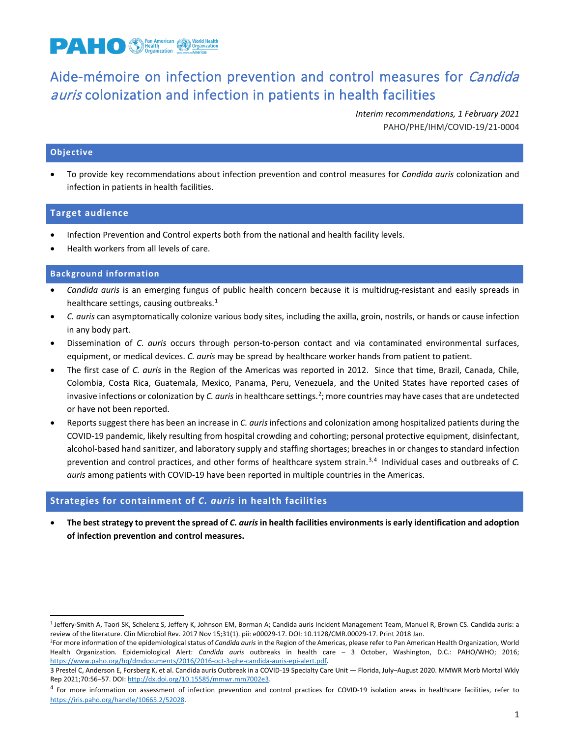# Aide-mémoire on infection prevention and control measures for *Candida auris* colonization and infection in patients in health facilities

*Interim recommendations, 1 February 2021*

PAHO/PHE/IHM/COVID-19/21-0004

## Objective

- To provide key recommendations about infection prevention and control measures for *Candida auris* colonization and infection in patients in health facilities.

## Target audience

- Infection Prevention and Control experts both from the national and health facility levels.
- Health workers from all levels of care.

## Background information

- *Candida auris* is an emerging fungus of public health concern because it is multidrug-resistant and easily spreads in healthcare settings, causing outbreaks.[1]
- *C. auris* can asymptomatically colonize various body sites, including the axilla, groin, nostrils, or hands or cause infection in any body part.
- Dissemination of *C. auris* occurs through person-to-person contact and via contaminated environmental surfaces, equipment, or medical devices. *C. auris* may be spread by healthcare worker hands from patient to patient.
- The first case of *C. auris* in the Region of the Americas was reported in 2012. Since that time, Brazil, Canada, Chile, Colombia, Costa Rica, Guatemala, Mexico, Panama, Peru, Venezuela, and the United States have reported cases of invasive infections or colonization by *C. auris* in healthcare settings.[2]; more countries may have cases that are undetected or have not been reported.
- Reports suggest there has been an increase in *C. auris* infections and colonization among hospitalized patients during the COVID-19 pandemic, likely resulting from hospital crowding and cohorting; personal protective equipment, disinfectant, alcohol-based hand sanitizer, and laboratory supply and staffing shortages; breaches in or changes to standard infection prevention and control practices, and other forms of healthcare system strain.[3,4] Individual cases and outbreaks of *C. auris* among patients with COVID-19 have been reported in multiple countries in the Americas.

## Strategies for containment of *C. auris* in health facilities

- **The best strategy to prevent the spread of *C. auris* in health facilities environments is early identification and adoption of infection prevention and control measures.**

---

[1] Jeffery-Smith A, Taori SK, Schelenz S, Jeffery K, Johnson EM, Borman A; Candida auris Incident Management Team, Manuel R, Brown CS. Candida auris: a review of the literature. Clin Microbiol Rev. 2017 Nov 15;31(1). pii: e00029-17. DOI: 10.1128/CMR.00029-17. Print 2018 Jan.

[2] For more information of the epidemiological status of *Candida auris* in the Region of the Americas, please refer to Pan American Health Organization, World Health Organization. Epidemiological Alert: *Candida auris* outbreaks in health care – 3 October, Washington, D.C.: PAHO/WHO; 2016; https://www.paho.org/hq/dmdocuments/2016/2016-oct-3-phe-candida-auris-epi-alert.pdf.

[3] Prestel C, Anderson E, Forsberg K, et al. Candida auris Outbreak in a COVID-19 Specialty Care Unit — Florida, July–August 2020. MMWR Morb Mortal Wkly Rep 2021;70:56–57. DOI: http://dx.doi.org/10.15585/mmwr.mm7002e3.

[4] For more information on assessment of infection prevention and control practices for COVID-19 isolation areas in healthcare facilities, refer to https://iris.paho.org/handle/10665.2/52028.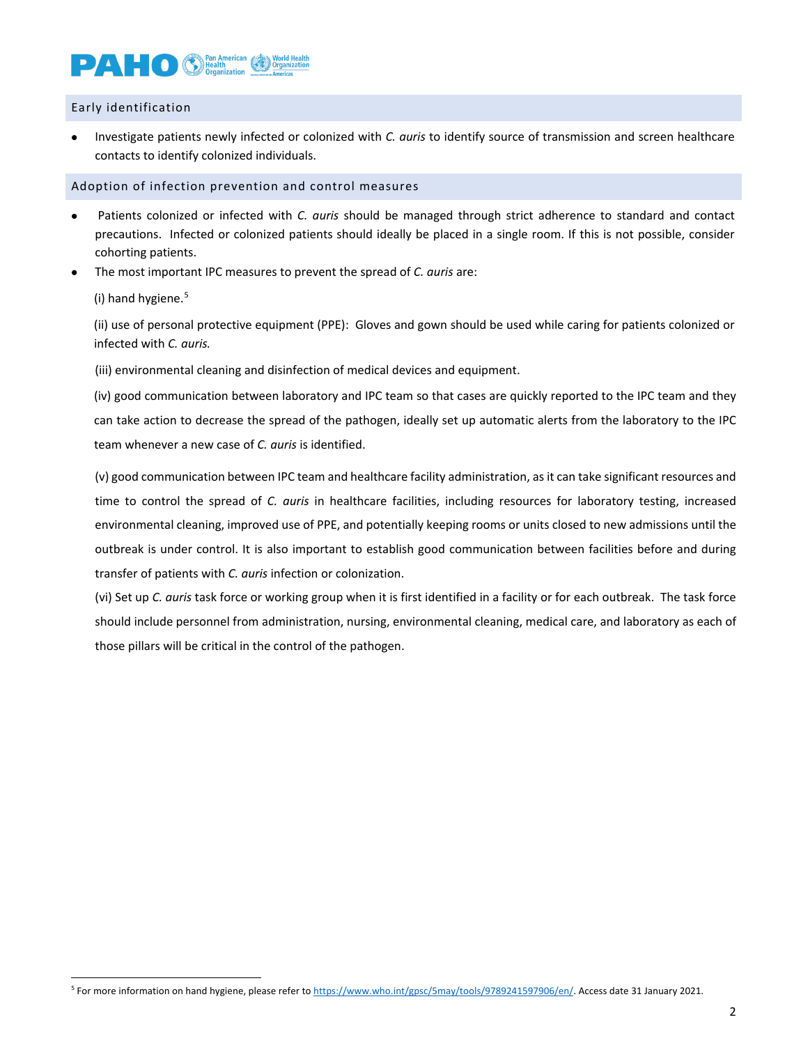## Early identification

- Investigate patients newly infected or colonized with *C. auris* to identify source of transmission and screen healthcare contacts to identify colonized individuals.

## Adoption of infection prevention and control measures

- Patients colonized or infected with *C. auris* should be managed through strict adherence to standard and contact precautions. Infected or colonized patients should ideally be placed in a single room. If this is not possible, consider cohorting patients.
- The most important IPC measures to prevent the spread of *C. auris* are:

  (i) hand hygiene.[5]

  (ii) use of personal protective equipment (PPE): Gloves and gown should be used while caring for patients colonized or infected with *C. auris.*

  (iii) environmental cleaning and disinfection of medical devices and equipment.

  (iv) good communication between laboratory and IPC team so that cases are quickly reported to the IPC team and they can take action to decrease the spread of the pathogen, ideally set up automatic alerts from the laboratory to the IPC team whenever a new case of *C. auris* is identified.

  (v) good communication between IPC team and healthcare facility administration, as it can take significant resources and time to control the spread of *C. auris* in healthcare facilities, including resources for laboratory testing, increased environmental cleaning, improved use of PPE, and potentially keeping rooms or units closed to new admissions until the outbreak is under control. It is also important to establish good communication between facilities before and during transfer of patients with *C. auris* infection or colonization.

  (vi) Set up *C. auris* task force or working group when it is first identified in a facility or for each outbreak. The task force should include personnel from administration, nursing, environmental cleaning, medical care, and laboratory as each of those pillars will be critical in the control of the pathogen.

---

[5] For more information on hand hygiene, please refer to https://www.who.int/gpsc/5may/tools/9789241597906/en/. Access date 31 January 2021.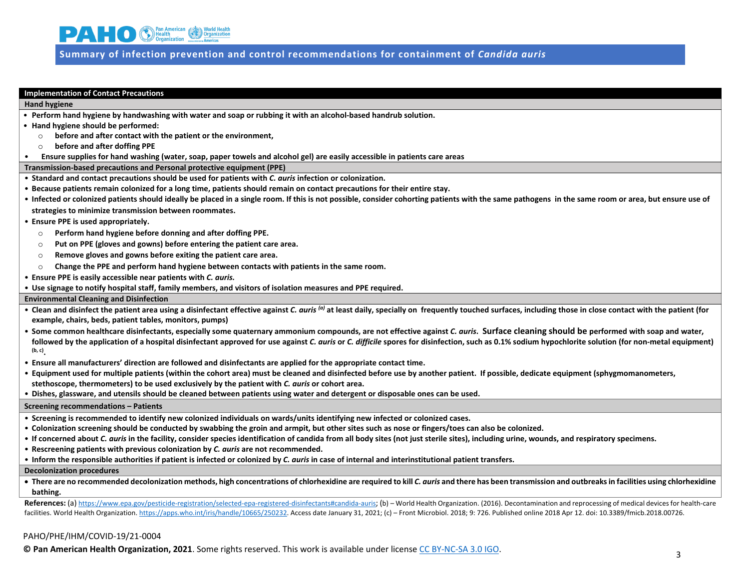## Summary of infection prevention and control recommendations for containment of *Candida auris*

### Implementation of Contact Precautions

#### Hand hygiene

- **Perform hand hygiene by handwashing with water and soap or rubbing it with an alcohol-based handrub solution.**
- **Hand hygiene should be performed:**
  - **before and after contact with the patient or the environment,**
  - **before and after doffing PPE**
- **Ensure supplies for hand washing (water, soap, paper towels and alcohol gel) are easily accessible in patients care areas**

#### Transmission-based precautions and Personal protective equipment (PPE)

- **Standard and contact precautions should be used for patients with *C. auris* infection or colonization.**
- **Because patients remain colonized for a long time, patients should remain on contact precautions for their entire stay.**
- **Infected or colonized patients should ideally be placed in a single room. If this is not possible, consider cohorting patients with the same pathogens in the same room or area, but ensure use of strategies to minimize transmission between roommates.**
- **Ensure PPE is used appropriately.**
  - **Perform hand hygiene before donning and after doffing PPE.**
  - **Put on PPE (gloves and gowns) before entering the patient care area.**
  - **Remove gloves and gowns before exiting the patient care area.**
  - **Change the PPE and perform hand hygiene between contacts with patients in the same room.**
- **Ensure PPE is easily accessible near patients with *C. auris.***
- **Use signage to notify hospital staff, family members, and visitors of isolation measures and PPE required.**

#### Environmental Cleaning and Disinfection

- **Clean and disinfect the patient area using a disinfectant effective against *C. auris* [(a)] at least daily, specially on frequently touched surfaces, including those in close contact with the patient (for example, chairs, beds, patient tables, monitors, pumps)**
- **Some common healthcare disinfectants, especially some quaternary ammonium compounds, are not effective against *C. auris*. Surface cleaning should be performed with soap and water, followed by the application of a hospital disinfectant approved for use against *C. auris* or *C. difficile* spores for disinfection, such as 0.1% sodium hypochlorite solution (for non-metal equipment) [(b, c)].**
- **Ensure all manufacturers' direction are followed and disinfectants are applied for the appropriate contact time.**
- **Equipment used for multiple patients (within the cohort area) must be cleaned and disinfected before use by another patient. If possible, dedicate equipment (sphygmomanometers, stethoscope, thermometers) to be used exclusively by the patient with *C. auris* or cohort area.**
- **Dishes, glassware, and utensils should be cleaned between patients using water and detergent or disposable ones can be used.**

#### Screening recommendations – Patients

- **Screening is recommended to identify new colonized individuals on wards/units identifying new infected or colonized cases.**
- **Colonization screening should be conducted by swabbing the groin and armpit, but other sites such as nose or fingers/toes can also be colonized.**
- **If concerned about *C. auris* in the facility, consider species identification of candida from all body sites (not just sterile sites), including urine, wounds, and respiratory specimens.**
- **Rescreening patients with previous colonization by *C. auris* are not recommended.**
- **Inform the responsible authorities if patient is infected or colonized by *C. auris* in case of internal and interinstitutional patient transfers.**

#### Decolonization procedures

- **There are no recommended decolonization methods, high concentrations of chlorhexidine are required to kill *C. auris* and there has been transmission and outbreaks in facilities using chlorhexidine bathing.**

**References:** (a) https://www.epa.gov/pesticide-registration/selected-epa-registered-disinfectants#candida-auris; (b) – World Health Organization. (2016). Decontamination and reprocessing of medical devices for health-care facilities. World Health Organization. https://apps.who.int/iris/handle/10665/250232. Access date January 31, 2021; (c) – Front Microbiol. 2018; 9: 726. Published online 2018 Apr 12. doi: 10.3389/fmicb.2018.00726.

PAHO/PHE/IHM/COVID-19/21-0004

**© Pan American Health Organization, 2021**. Some rights reserved. This work is available under license CC BY-NC-SA 3.0 IGO.